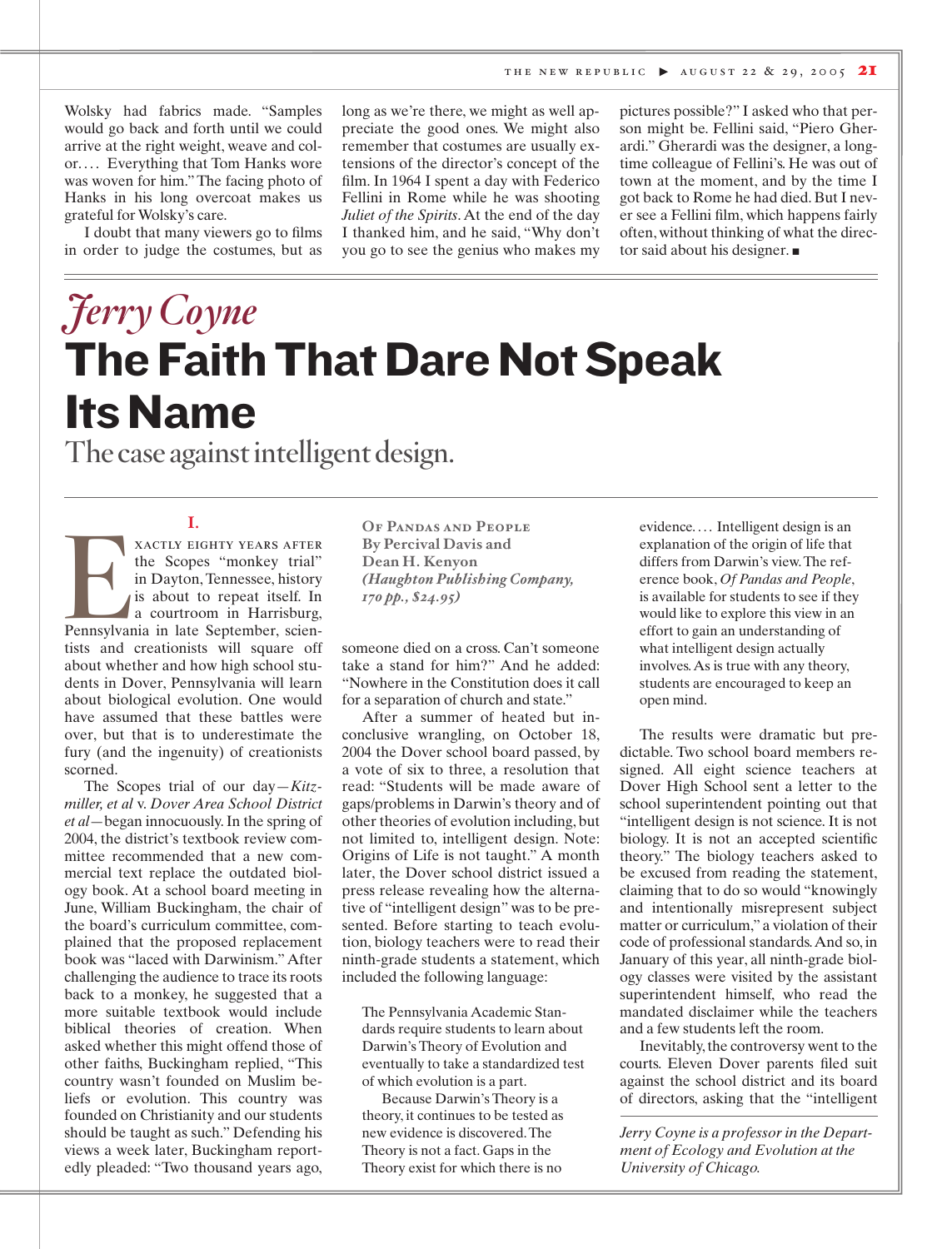Wolsky had fabrics made. "Samples would go back and forth until we could arrive at the right weight, weave and color.... Everything that Tom Hanks wore was woven for him." The facing photo of Hanks in his long overcoat makes us grateful for Wolsky's care.

I doubt that many viewers go to films in order to judge the costumes, but as long as we're there, we might as well appreciate the good ones. We might also remember that costumes are usually extensions of the director's concept of the film. In 1964 I spent a day with Federico Fellini in Rome while he was shooting *Juliet of the Spirits*. At the end of the day I thanked him, and he said, "Why don't you go to see the genius who makes my pictures possible?" I asked who that person might be. Fellini said, "Piero Gherardi." Gherardi was the designer, a longtime colleague of Fellini's. He was out of town at the moment, and by the time I got back to Rome he had died. But I never see a Fellini film, which happens fairly often, without thinking of what the director said about his designer. ■

*Jerry Coyne*

# The Faith That Dare Not Speak Its Name

## The case against intelligent design.

**Of Pandas and People**
**By Percival Davis and Dean H. Kenyon**
***(Haughton Publishing Company, 170 pp., $24.95)***

### I.

Exactly eighty years after the Scopes "monkey trial" in Dayton, Tennessee, history is about to repeat itself. In a courtroom in Harrisburg, Pennsylvania in late September, scientists and creationists will square off about whether and how high school students in Dover, Pennsylvania will learn about biological evolution. One would have assumed that these battles were over, but that is to underestimate the fury (and the ingenuity) of creationists scorned.

The Scopes trial of our day—*Kitzmiller, et al* v. *Dover Area School District et al*—began innocuously. In the spring of 2004, the district's textbook review committee recommended that a new commercial text replace the outdated biology book. At a school board meeting in June, William Buckingham, the chair of the board's curriculum committee, complained that the proposed replacement book was "laced with Darwinism." After challenging the audience to trace its roots back to a monkey, he suggested that a more suitable textbook would include biblical theories of creation. When asked whether this might offend those of other faiths, Buckingham replied, "This country wasn't founded on Muslim beliefs or evolution. This country was founded on Christianity and our students should be taught as such." Defending his views a week later, Buckingham reportedly pleaded: "Two thousand years ago, someone died on a cross. Can't someone take a stand for him?" And he added: "Nowhere in the Constitution does it call for a separation of church and state."

After a summer of heated but inconclusive wrangling, on October 18, 2004 the Dover school board passed, by a vote of six to three, a resolution that read: "Students will be made aware of gaps/problems in Darwin's theory and of other theories of evolution including, but not limited to, intelligent design. Note: Origins of Life is not taught." A month later, the Dover school district issued a press release revealing how the alternative of "intelligent design" was to be presented. Before starting to teach evolution, biology teachers were to read their ninth-grade students a statement, which included the following language:

> The Pennsylvania Academic Standards require students to learn about Darwin's Theory of Evolution and eventually to take a standardized test of which evolution is a part.
>
> Because Darwin's Theory is a theory, it continues to be tested as new evidence is discovered. The Theory is not a fact. Gaps in the Theory exist for which there is no evidence.... Intelligent design is an explanation of the origin of life that differs from Darwin's view. The reference book, *Of Pandas and People*, is available for students to see if they would like to explore this view in an effort to gain an understanding of what intelligent design actually involves. As is true with any theory, students are encouraged to keep an open mind.

The results were dramatic but predictable. Two school board members resigned. All eight science teachers at Dover High School sent a letter to the school superintendent pointing out that "intelligent design is not science. It is not biology. It is not an accepted scientific theory." The biology teachers asked to be excused from reading the statement, claiming that to do so would "knowingly and intentionally misrepresent subject matter or curriculum," a violation of their code of professional standards. And so, in January of this year, all ninth-grade biology classes were visited by the assistant superintendent himself, who read the mandated disclaimer while the teachers and a few students left the room.

Inevitably, the controversy went to the courts. Eleven Dover parents filed suit against the school district and its board of directors, asking that the "intelligent

*Jerry Coyne is a professor in the Department of Ecology and Evolution at the University of Chicago.*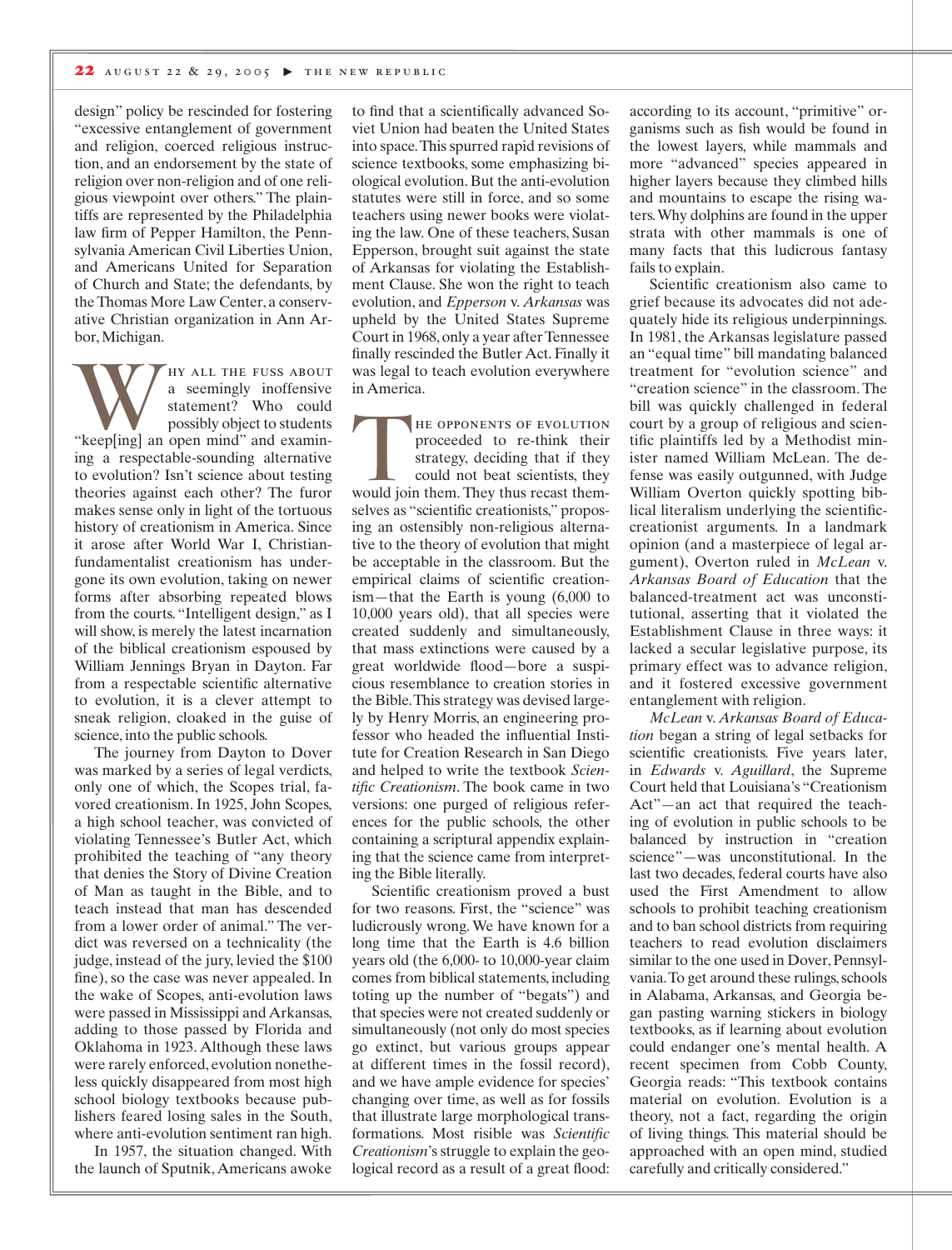design" policy be rescinded for fostering "excessive entanglement of government and religion, coerced religious instruction, and an endorsement by the state of religion over non-religion and of one religious viewpoint over others." The plaintiffs are represented by the Philadelphia law firm of Pepper Hamilton, the Pennsylvania American Civil Liberties Union, and Americans United for Separation of Church and State; the defendants, by the Thomas More Law Center, a conservative Christian organization in Ann Arbor, Michigan.

WHY ALL THE FUSS ABOUT a seemingly inoffensive statement? Who could possibly object to students "keep[ing] an open mind" and examining a respectable-sounding alternative to evolution? Isn't science about testing theories against each other? The furor makes sense only in light of the tortuous history of creationism in America. Since it arose after World War I, Christian-fundamentalist creationism has undergone its own evolution, taking on newer forms after absorbing repeated blows from the courts. "Intelligent design," as I will show, is merely the latest incarnation of the biblical creationism espoused by William Jennings Bryan in Dayton. Far from a respectable scientific alternative to evolution, it is a clever attempt to sneak religion, cloaked in the guise of science, into the public schools.

The journey from Dayton to Dover was marked by a series of legal verdicts, only one of which, the Scopes trial, favored creationism. In 1925, John Scopes, a high school teacher, was convicted of violating Tennessee's Butler Act, which prohibited the teaching of "any theory that denies the Story of Divine Creation of Man as taught in the Bible, and to teach instead that man has descended from a lower order of animal." The verdict was reversed on a technicality (the judge, instead of the jury, levied the $100 fine), so the case was never appealed. In the wake of Scopes, anti-evolution laws were passed in Mississippi and Arkansas, adding to those passed by Florida and Oklahoma in 1923. Although these laws were rarely enforced, evolution nonetheless quickly disappeared from most high school biology textbooks because publishers feared losing sales in the South, where anti-evolution sentiment ran high.

In 1957, the situation changed. With the launch of Sputnik, Americans awoke to find that a scientifically advanced Soviet Union had beaten the United States into space. This spurred rapid revisions of science textbooks, some emphasizing biological evolution. But the anti-evolution statutes were still in force, and so some teachers using newer books were violating the law. One of these teachers, Susan Epperson, brought suit against the state of Arkansas for violating the Establishment Clause. She won the right to teach evolution, and *Epperson* v. *Arkansas* was upheld by the United States Supreme Court in 1968, only a year after Tennessee finally rescinded the Butler Act. Finally it was legal to teach evolution everywhere in America.

THE OPPONENTS OF EVOLUTION proceeded to re-think their strategy, deciding that if they could not beat scientists, they would join them. They thus recast themselves as "scientific creationists," proposing an ostensibly non-religious alternative to the theory of evolution that might be acceptable in the classroom. But the empirical claims of scientific creationism—that the Earth is young (6,000 to 10,000 years old), that all species were created suddenly and simultaneously, that mass extinctions were caused by a great worldwide flood—bore a suspicious resemblance to creation stories in the Bible. This strategy was devised largely by Henry Morris, an engineering professor who headed the influential Institute for Creation Research in San Diego and helped to write the textbook *Scientific Creationism*. The book came in two versions: one purged of religious references for the public schools, the other containing a scriptural appendix explaining that the science came from interpreting the Bible literally.

Scientific creationism proved a bust for two reasons. First, the "science" was ludicrously wrong. We have known for a long time that the Earth is 4.6 billion years old (the 6,000- to 10,000-year claim comes from biblical statements, including toting up the number of "begats") and that species were not created suddenly or simultaneously (not only do most species go extinct, but various groups appear at different times in the fossil record), and we have ample evidence for species' changing over time, as well as for fossils that illustrate large morphological transformations. Most risible was *Scientific Creationism*'s struggle to explain the geological record as a result of a great flood: according to its account, "primitive" organisms such as fish would be found in the lowest layers, while mammals and more "advanced" species appeared in higher layers because they climbed hills and mountains to escape the rising waters. Why dolphins are found in the upper strata with other mammals is one of many facts that this ludicrous fantasy fails to explain.

Scientific creationism also came to grief because its advocates did not adequately hide its religious underpinnings. In 1981, the Arkansas legislature passed an "equal time" bill mandating balanced treatment for "evolution science" and "creation science" in the classroom. The bill was quickly challenged in federal court by a group of religious and scientific plaintiffs led by a Methodist minister named William McLean. The defense was easily outgunned, with Judge William Overton quickly spotting biblical literalism underlying the scientific-creationist arguments. In a landmark opinion (and a masterpiece of legal argument), Overton ruled in *McLean* v. *Arkansas Board of Education* that the balanced-treatment act was unconstitutional, asserting that it violated the Establishment Clause in three ways: it lacked a secular legislative purpose, its primary effect was to advance religion, and it fostered excessive government entanglement with religion.

*McLean* v. *Arkansas Board of Education* began a string of legal setbacks for scientific creationists. Five years later, in *Edwards* v. *Aguillard*, the Supreme Court held that Louisiana's "Creationism Act"—an act that required the teaching of evolution in public schools to be balanced by instruction in "creation science"—was unconstitutional. In the last two decades, federal courts have also used the First Amendment to allow schools to prohibit teaching creationism and to ban school districts from requiring teachers to read evolution disclaimers similar to the one used in Dover, Pennsylvania. To get around these rulings, schools in Alabama, Arkansas, and Georgia began pasting warning stickers in biology textbooks, as if learning about evolution could endanger one's mental health. A recent specimen from Cobb County, Georgia reads: "This textbook contains material on evolution. Evolution is a theory, not a fact, regarding the origin of living things. This material should be approached with an open mind, studied carefully and critically considered."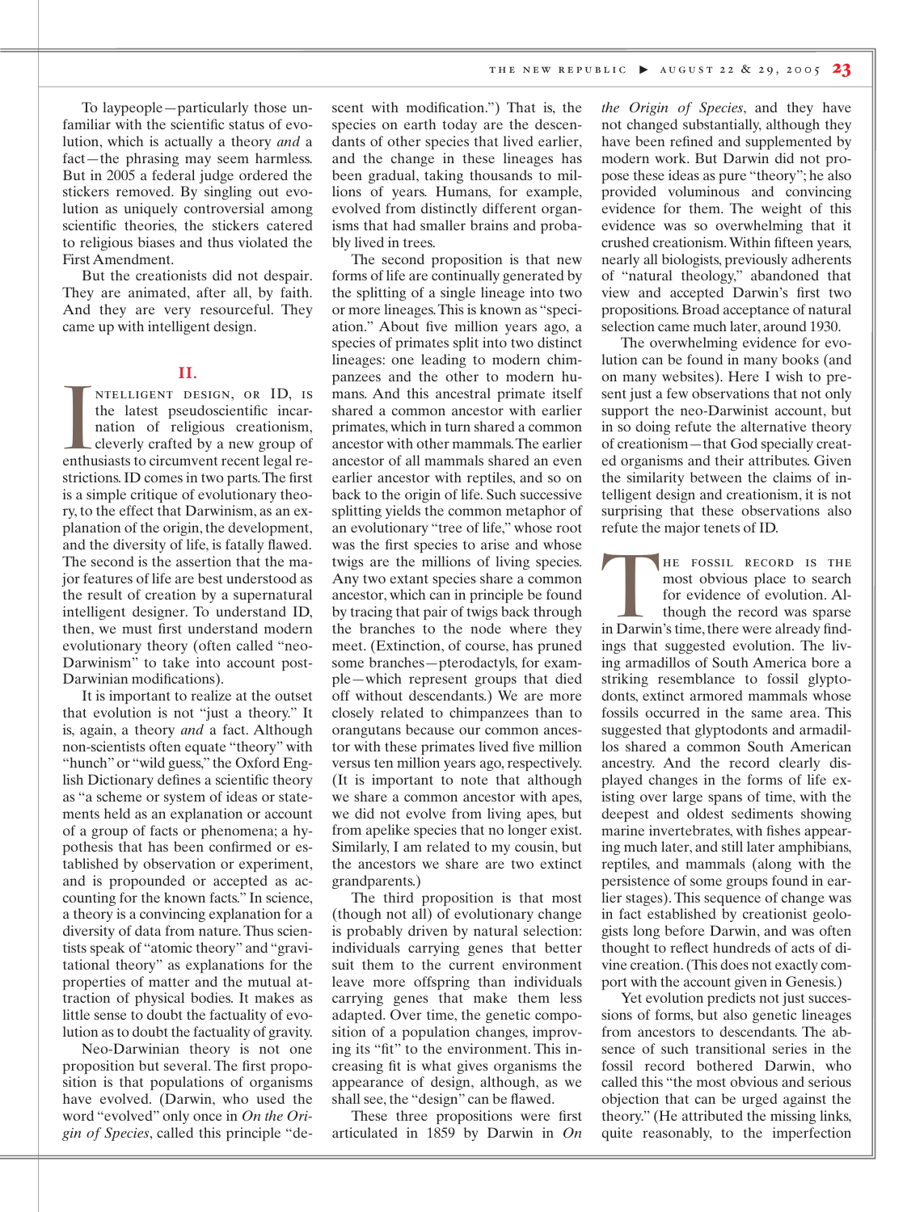To laypeople—particularly those unfamiliar with the scientific status of evolution, which is actually a theory *and* a fact—the phrasing may seem harmless. But in 2005 a federal judge ordered the stickers removed. By singling out evolution as uniquely controversial among scientific theories, the stickers catered to religious biases and thus violated the First Amendment.

But the creationists did not despair. They are animated, after all, by faith. And they are very resourceful. They came up with intelligent design.

## II.

INTELLIGENT DESIGN, OR ID, IS the latest pseudoscientific incarnation of religious creationism, cleverly crafted by a new group of enthusiasts to circumvent recent legal restrictions. ID comes in two parts. The first is a simple critique of evolutionary theory, to the effect that Darwinism, as an explanation of the origin, the development, and the diversity of life, is fatally flawed. The second is the assertion that the major features of life are best understood as the result of creation by a supernatural intelligent designer. To understand ID, then, we must first understand modern evolutionary theory (often called "neo-Darwinism" to take into account post-Darwinian modifications).

It is important to realize at the outset that evolution is not "just a theory." It is, again, a theory *and* a fact. Although non-scientists often equate "theory" with "hunch" or "wild guess," the Oxford English Dictionary defines a scientific theory as "a scheme or system of ideas or statements held as an explanation or account of a group of facts or phenomena; a hypothesis that has been confirmed or established by observation or experiment, and is propounded or accepted as accounting for the known facts." In science, a theory is a convincing explanation for a diversity of data from nature. Thus scientists speak of "atomic theory" and "gravitational theory" as explanations for the properties of matter and the mutual attraction of physical bodies. It makes as little sense to doubt the factuality of evolution as to doubt the factuality of gravity.

Neo-Darwinian theory is not one proposition but several. The first proposition is that populations of organisms have evolved. (Darwin, who used the word "evolved" only once in *On the Origin of Species*, called this principle "descent with modification.") That is, the species on earth today are the descendants of other species that lived earlier, and the change in these lineages has been gradual, taking thousands to millions of years. Humans, for example, evolved from distinctly different organisms that had smaller brains and probably lived in trees.

The second proposition is that new forms of life are continually generated by the splitting of a single lineage into two or more lineages. This is known as "speciation." About five million years ago, a species of primates split into two distinct lineages: one leading to modern chimpanzees and the other to modern humans. And this ancestral primate itself shared a common ancestor with earlier primates, which in turn shared a common ancestor with other mammals. The earlier ancestor of all mammals shared an even earlier ancestor with reptiles, and so on back to the origin of life. Such successive splitting yields the common metaphor of an evolutionary "tree of life," whose root was the first species to arise and whose twigs are the millions of living species. Any two extant species share a common ancestor, which can in principle be found by tracing that pair of twigs back through the branches to the node where they meet. (Extinction, of course, has pruned some branches—pterodactyls, for example—which represent groups that died off without descendants.) We are more closely related to chimpanzees than to orangutans because our common ancestor with these primates lived five million versus ten million years ago, respectively. (It is important to note that although we share a common ancestor with apes, we did not evolve from living apes, but from apelike species that no longer exist. Similarly, I am related to my cousin, but the ancestors we share are two extinct grandparents.)

The third proposition is that most (though not all) of evolutionary change is probably driven by natural selection: individuals carrying genes that better suit them to the current environment leave more offspring than individuals carrying genes that make them less adapted. Over time, the genetic composition of a population changes, improving its "fit" to the environment. This increasing fit is what gives organisms the appearance of design, although, as we shall see, the "design" can be flawed.

These three propositions were first articulated in 1859 by Darwin in *On the Origin of Species*, and they have not changed substantially, although they have been refined and supplemented by modern work. But Darwin did not propose these ideas as pure "theory"; he also provided voluminous and convincing evidence for them. The weight of this evidence was so overwhelming that it crushed creationism. Within fifteen years, nearly all biologists, previously adherents of "natural theology," abandoned that view and accepted Darwin's first two propositions. Broad acceptance of natural selection came much later, around 1930.

The overwhelming evidence for evolution can be found in many books (and on many websites). Here I wish to present just a few observations that not only support the neo-Darwinist account, but in so doing refute the alternative theory of creationism—that God specially created organisms and their attributes. Given the similarity between the claims of intelligent design and creationism, it is not surprising that these observations also refute the major tenets of ID.

THE FOSSIL RECORD IS THE most obvious place to search for evidence of evolution. Although the record was sparse in Darwin's time, there were already findings that suggested evolution. The living armadillos of South America bore a striking resemblance to fossil glyptodonts, extinct armored mammals whose fossils occurred in the same area. This suggested that glyptodonts and armadillos shared a common South American ancestry. And the record clearly displayed changes in the forms of life existing over large spans of time, with the deepest and oldest sediments showing marine invertebrates, with fishes appearing much later, and still later amphibians, reptiles, and mammals (along with the persistence of some groups found in earlier stages). This sequence of change was in fact established by creationist geologists long before Darwin, and was often thought to reflect hundreds of acts of divine creation. (This does not exactly comport with the account given in Genesis.)

Yet evolution predicts not just successions of forms, but also genetic lineages from ancestors to descendants. The absence of such transitional series in the fossil record bothered Darwin, who called this "the most obvious and serious objection that can be urged against the theory." (He attributed the missing links, quite reasonably, to the imperfection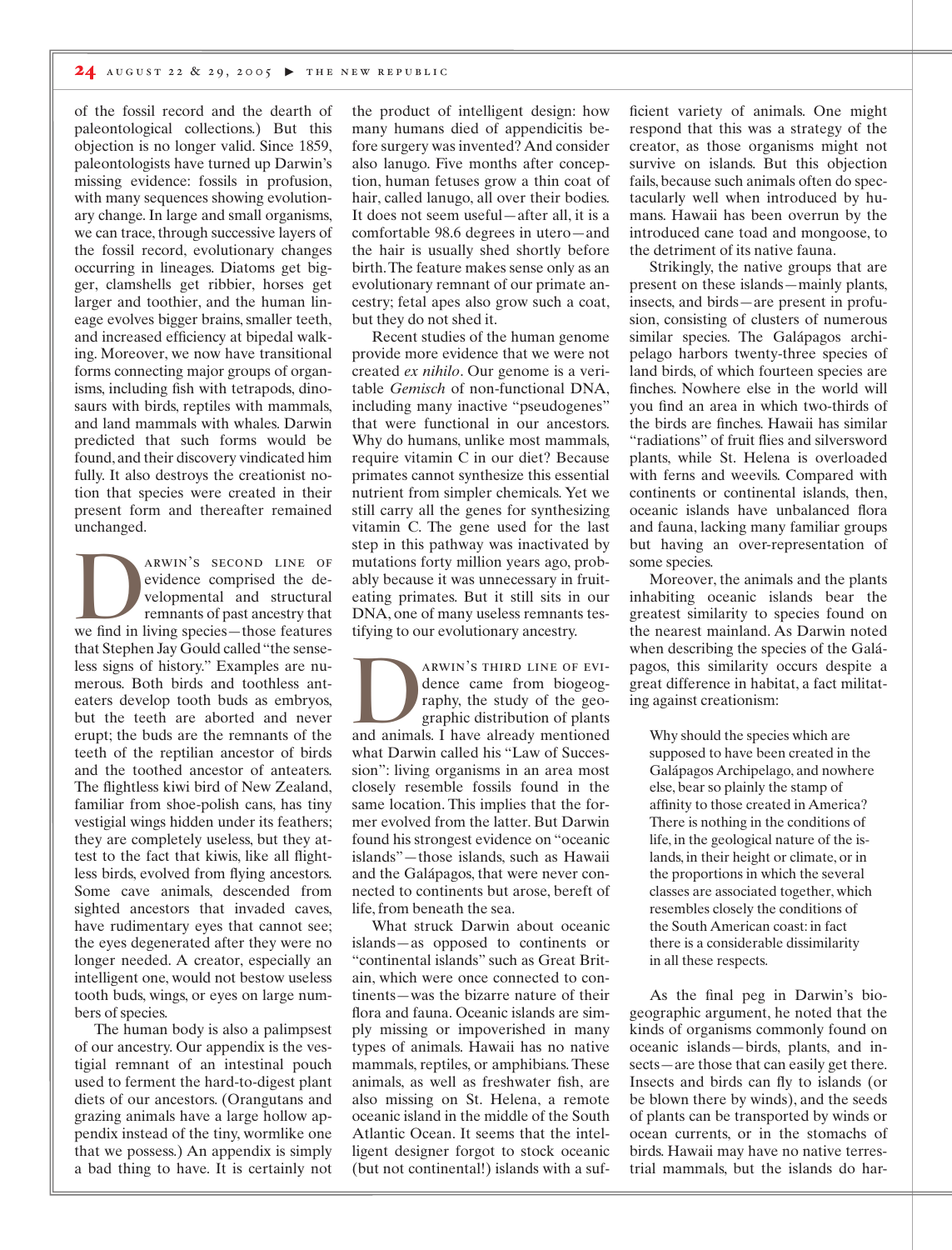of the fossil record and the dearth of paleontological collections.) But this objection is no longer valid. Since 1859, paleontologists have turned up Darwin's missing evidence: fossils in profusion, with many sequences showing evolutionary change. In large and small organisms, we can trace, through successive layers of the fossil record, evolutionary changes occurring in lineages. Diatoms get bigger, clamshells get ribbier, horses get larger and toothier, and the human lineage evolves bigger brains, smaller teeth, and increased efficiency at bipedal walking. Moreover, we now have transitional forms connecting major groups of organisms, including fish with tetrapods, dinosaurs with birds, reptiles with mammals, and land mammals with whales. Darwin predicted that such forms would be found, and their discovery vindicated him fully. It also destroys the creationist notion that species were created in their present form and thereafter remained unchanged.

Darwin's second line of evidence comprised the developmental and structural remnants of past ancestry that we find in living species—those features that Stephen Jay Gould called "the senseless signs of history." Examples are numerous. Both birds and toothless anteaters develop tooth buds as embryos, but the teeth are aborted and never erupt; the buds are the remnants of the teeth of the reptilian ancestor of birds and the toothed ancestor of anteaters. The flightless kiwi bird of New Zealand, familiar from shoe-polish cans, has tiny vestigial wings hidden under its feathers; they are completely useless, but they attest to the fact that kiwis, like all flightless birds, evolved from flying ancestors. Some cave animals, descended from sighted ancestors that invaded caves, have rudimentary eyes that cannot see; the eyes degenerated after they were no longer needed. A creator, especially an intelligent one, would not bestow useless tooth buds, wings, or eyes on large numbers of species.

The human body is also a palimpsest of our ancestry. Our appendix is the vestigial remnant of an intestinal pouch used to ferment the hard-to-digest plant diets of our ancestors. (Orangutans and grazing animals have a large hollow appendix instead of the tiny, wormlike one that we possess.) An appendix is simply a bad thing to have. It is certainly not the product of intelligent design: how many humans died of appendicitis before surgery was invented? And consider also lanugo. Five months after conception, human fetuses grow a thin coat of hair, called lanugo, all over their bodies. It does not seem useful—after all, it is a comfortable 98.6 degrees in utero—and the hair is usually shed shortly before birth. The feature makes sense only as an evolutionary remnant of our primate ancestry; fetal apes also grow such a coat, but they do not shed it.

Recent studies of the human genome provide more evidence that we were not created *ex nihilo*. Our genome is a veritable *Gemisch* of non-functional DNA, including many inactive "pseudogenes" that were functional in our ancestors. Why do humans, unlike most mammals, require vitamin C in our diet? Because primates cannot synthesize this essential nutrient from simpler chemicals. Yet we still carry all the genes for synthesizing vitamin C. The gene used for the last step in this pathway was inactivated by mutations forty million years ago, probably because it was unnecessary in fruit-eating primates. But it still sits in our DNA, one of many useless remnants testifying to our evolutionary ancestry.

Darwin's third line of evidence came from biogeography, the study of the geographic distribution of plants and animals. I have already mentioned what Darwin called his "Law of Succession": living organisms in an area most closely resemble fossils found in the same location. This implies that the former evolved from the latter. But Darwin found his strongest evidence on "oceanic islands"—those islands, such as Hawaii and the Galápagos, that were never connected to continents but arose, bereft of life, from beneath the sea.

What struck Darwin about oceanic islands—as opposed to continents or "continental islands" such as Great Britain, which were once connected to continents—was the bizarre nature of their flora and fauna. Oceanic islands are simply missing or impoverished in many types of animals. Hawaii has no native mammals, reptiles, or amphibians. These animals, as well as freshwater fish, are also missing on St. Helena, a remote oceanic island in the middle of the South Atlantic Ocean. It seems that the intelligent designer forgot to stock oceanic (but not continental!) islands with a sufficient variety of animals. One might respond that this was a strategy of the creator, as those organisms might not survive on islands. But this objection fails, because such animals often do spectacularly well when introduced by humans. Hawaii has been overrun by the introduced cane toad and mongoose, to the detriment of its native fauna.

Strikingly, the native groups that are present on these islands—mainly plants, insects, and birds—are present in profusion, consisting of clusters of numerous similar species. The Galápagos archipelago harbors twenty-three species of land birds, of which fourteen species are finches. Nowhere else in the world will you find an area in which two-thirds of the birds are finches. Hawaii has similar "radiations" of fruit flies and silversword plants, while St. Helena is overloaded with ferns and weevils. Compared with continents or continental islands, then, oceanic islands have unbalanced flora and fauna, lacking many familiar groups but having an over-representation of some species.

Moreover, the animals and the plants inhabiting oceanic islands bear the greatest similarity to species found on the nearest mainland. As Darwin noted when describing the species of the Galápagos, this similarity occurs despite a great difference in habitat, a fact militating against creationism:

> Why should the species which are supposed to have been created in the Galápagos Archipelago, and nowhere else, bear so plainly the stamp of affinity to those created in America? There is nothing in the conditions of life, in the geological nature of the islands, in their height or climate, or in the proportions in which the several classes are associated together, which resembles closely the conditions of the South American coast: in fact there is a considerable dissimilarity in all these respects.

As the final peg in Darwin's biogeographic argument, he noted that the kinds of organisms commonly found on oceanic islands—birds, plants, and insects—are those that can easily get there. Insects and birds can fly to islands (or be blown there by winds), and the seeds of plants can be transported by winds or ocean currents, or in the stomachs of birds. Hawaii may have no native terrestrial mammals, but the islands do har-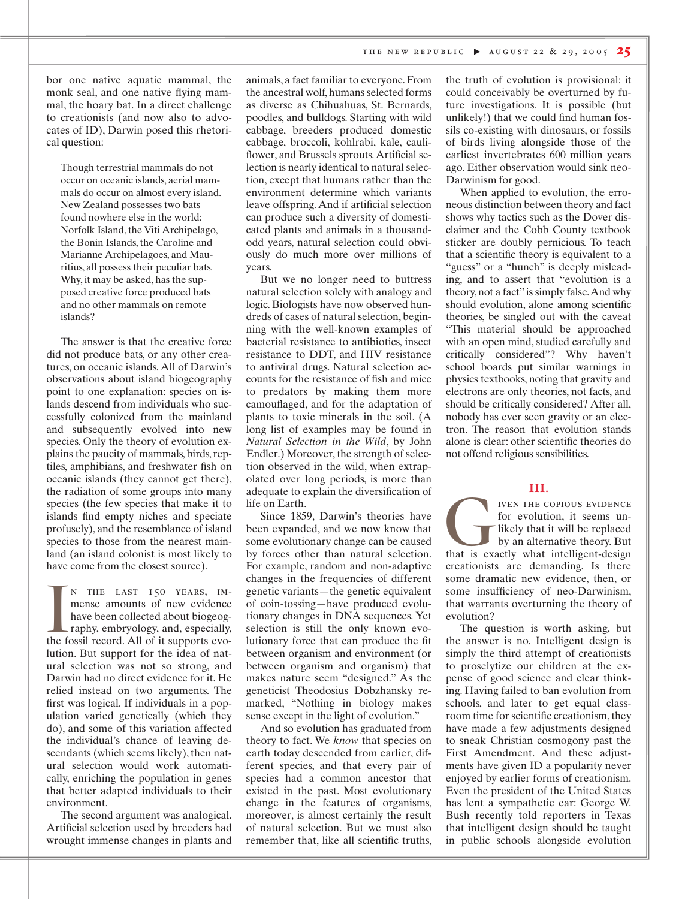bor one native aquatic mammal, the monk seal, and one native flying mammal, the hoary bat. In a direct challenge to creationists (and now also to advocates of ID), Darwin posed this rhetorical question:

> Though terrestrial mammals do not occur on oceanic islands, aerial mammals do occur on almost every island. New Zealand possesses two bats found nowhere else in the world: Norfolk Island, the Viti Archipelago, the Bonin Islands, the Caroline and Marianne Archipelagoes, and Mauritius, all possess their peculiar bats. Why, it may be asked, has the supposed creative force produced bats and no other mammals on remote islands?

The answer is that the creative force did not produce bats, or any other creatures, on oceanic islands. All of Darwin's observations about island biogeography point to one explanation: species on islands descend from individuals who successfully colonized from the mainland and subsequently evolved into new species. Only the theory of evolution explains the paucity of mammals, birds, reptiles, amphibians, and freshwater fish on oceanic islands (they cannot get there), the radiation of some groups into many species (the few species that make it to islands find empty niches and speciate profusely), and the resemblance of island species to those from the nearest mainland (an island colonist is most likely to have come from the closest source).

In the last 150 years, immense amounts of new evidence have been collected about biogeography, embryology, and, especially, the fossil record. All of it supports evolution. But support for the idea of natural selection was not so strong, and Darwin had no direct evidence for it. He relied instead on two arguments. The first was logical. If individuals in a population varied genetically (which they do), and some of this variation affected the individual's chance of leaving descendants (which seems likely), then natural selection would work automatically, enriching the population in genes that better adapted individuals to their environment.

The second argument was analogical. Artificial selection used by breeders had wrought immense changes in plants and animals, a fact familiar to everyone. From the ancestral wolf, humans selected forms as diverse as Chihuahuas, St. Bernards, poodles, and bulldogs. Starting with wild cabbage, breeders produced domestic cabbage, broccoli, kohlrabi, kale, cauliflower, and Brussels sprouts. Artificial selection is nearly identical to natural selection, except that humans rather than the environment determine which variants leave offspring. And if artificial selection can produce such a diversity of domesticated plants and animals in a thousand-odd years, natural selection could obviously do much more over millions of years.

But we no longer need to buttress natural selection solely with analogy and logic. Biologists have now observed hundreds of cases of natural selection, beginning with the well-known examples of bacterial resistance to antibiotics, insect resistance to DDT, and HIV resistance to antiviral drugs. Natural selection accounts for the resistance of fish and mice to predators by making them more camouflaged, and for the adaptation of plants to toxic minerals in the soil. (A long list of examples may be found in *Natural Selection in the Wild*, by John Endler.) Moreover, the strength of selection observed in the wild, when extrapolated over long periods, is more than adequate to explain the diversification of life on Earth.

Since 1859, Darwin's theories have been expanded, and we now know that some evolutionary change can be caused by forces other than natural selection. For example, random and non-adaptive changes in the frequencies of different genetic variants—the genetic equivalent of coin-tossing—have produced evolutionary changes in DNA sequences. Yet selection is still the only known evolutionary force that can produce the fit between organism and environment (or between organism and organism) that makes nature seem "designed." As the geneticist Theodosius Dobzhansky remarked, "Nothing in biology makes sense except in the light of evolution."

And so evolution has graduated from theory to fact. We *know* that species on earth today descended from earlier, different species, and that every pair of species had a common ancestor that existed in the past. Most evolutionary change in the features of organisms, moreover, is almost certainly the result of natural selection. But we must also remember that, like all scientific truths, the truth of evolution is provisional: it could conceivably be overturned by future investigations. It is possible (but unlikely!) that we could find human fossils co-existing with dinosaurs, or fossils of birds living alongside those of the earliest invertebrates 600 million years ago. Either observation would sink neo-Darwinism for good.

When applied to evolution, the erroneous distinction between theory and fact shows why tactics such as the Dover disclaimer and the Cobb County textbook sticker are doubly pernicious. To teach that a scientific theory is equivalent to a "guess" or a "hunch" is deeply misleading, and to assert that "evolution is a theory, not a fact" is simply false. And why should evolution, alone among scientific theories, be singled out with the caveat "This material should be approached with an open mind, studied carefully and critically considered"? Why haven't school boards put similar warnings in physics textbooks, noting that gravity and electrons are only theories, not facts, and should be critically considered? After all, nobody has ever seen gravity or an electron. The reason that evolution stands alone is clear: other scientific theories do not offend religious sensibilities.

## III.

Given the copious evidence for evolution, it seems unlikely that it will be replaced by an alternative theory. But that is exactly what intelligent-design creationists are demanding. Is there some dramatic new evidence, then, or some insufficiency of neo-Darwinism, that warrants overturning the theory of evolution?

The question is worth asking, but the answer is no. Intelligent design is simply the third attempt of creationists to proselytize our children at the expense of good science and clear thinking. Having failed to ban evolution from schools, and later to get equal classroom time for scientific creationism, they have made a few adjustments designed to sneak Christian cosmogony past the First Amendment. And these adjustments have given ID a popularity never enjoyed by earlier forms of creationism. Even the president of the United States has lent a sympathetic ear: George W. Bush recently told reporters in Texas that intelligent design should be taught in public schools alongside evolution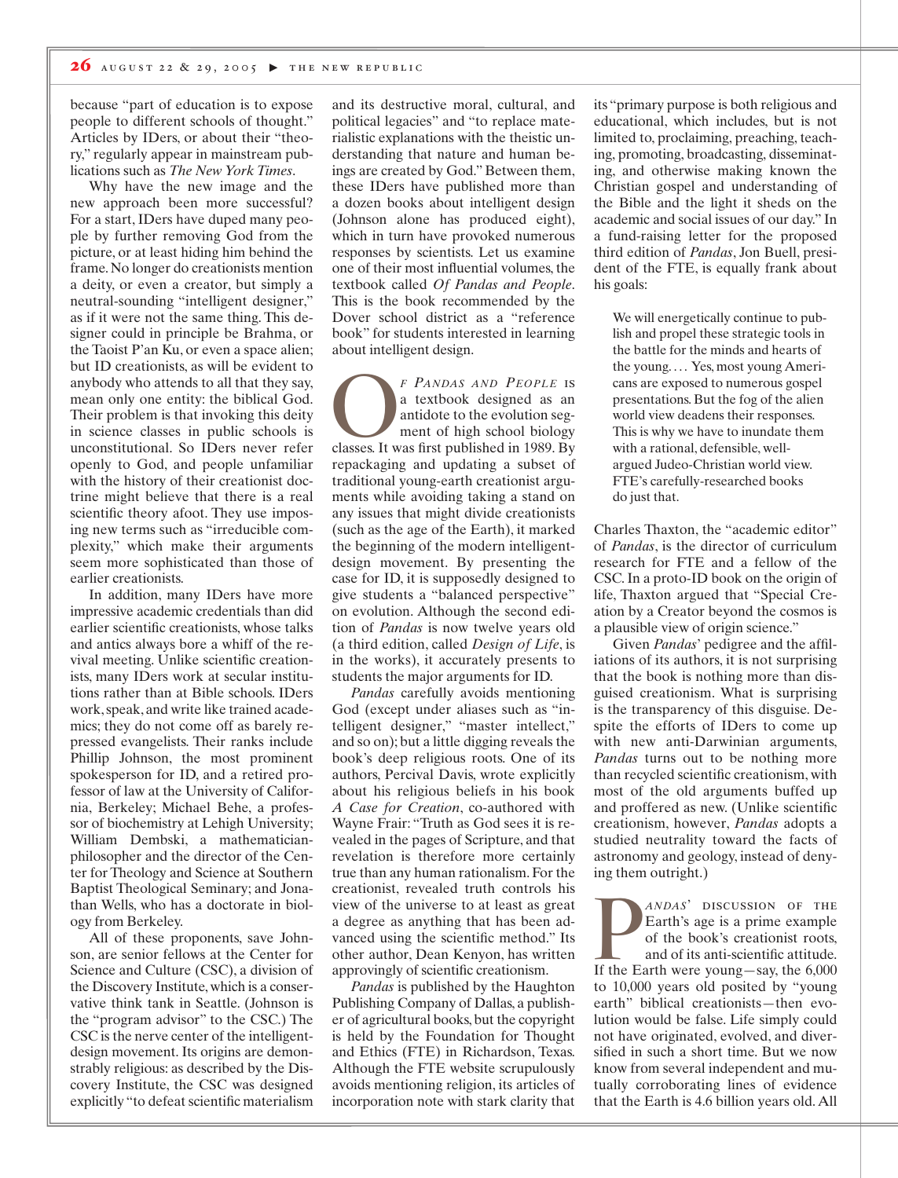because "part of education is to expose people to different schools of thought." Articles by IDers, or about their "theory," regularly appear in mainstream publications such as *The New York Times*.

Why have the new image and the new approach been more successful? For a start, IDers have duped many people by further removing God from the picture, or at least hiding him behind the frame. No longer do creationists mention a deity, or even a creator, but simply a neutral-sounding "intelligent designer," as if it were not the same thing. This designer could in principle be Brahma, or the Taoist P'an Ku, or even a space alien; but ID creationists, as will be evident to anybody who attends to all that they say, mean only one entity: the biblical God. Their problem is that invoking this deity in science classes in public schools is unconstitutional. So IDers never refer openly to God, and people unfamiliar with the history of their creationist doctrine might believe that there is a real scientific theory afoot. They use imposing new terms such as "irreducible complexity," which make their arguments seem more sophisticated than those of earlier creationists.

In addition, many IDers have more impressive academic credentials than did earlier scientific creationists, whose talks and antics always bore a whiff of the revival meeting. Unlike scientific creationists, many IDers work at secular institutions rather than at Bible schools. IDers work, speak, and write like trained academics; they do not come off as barely repressed evangelists. Their ranks include Phillip Johnson, the most prominent spokesperson for ID, and a retired professor of law at the University of California, Berkeley; Michael Behe, a professor of biochemistry at Lehigh University; William Dembski, a mathematician-philosopher and the director of the Center for Theology and Science at Southern Baptist Theological Seminary; and Jonathan Wells, who has a doctorate in biology from Berkeley.

All of these proponents, save Johnson, are senior fellows at the Center for Science and Culture (CSC), a division of the Discovery Institute, which is a conservative think tank in Seattle. (Johnson is the "program advisor" to the CSC.) The CSC is the nerve center of the intelligent-design movement. Its origins are demonstrably religious: as described by the Discovery Institute, the CSC was designed explicitly "to defeat scientific materialism and its destructive moral, cultural, and political legacies" and "to replace materialistic explanations with the theistic understanding that nature and human beings are created by God." Between them, these IDers have published more than a dozen books about intelligent design (Johnson alone has produced eight), which in turn have provoked numerous responses by scientists. Let us examine one of their most influential volumes, the textbook called *Of Pandas and People*. This is the book recommended by the Dover school district as a "reference book" for students interested in learning about intelligent design.

*Of Pandas and People* is a textbook designed as an antidote to the evolution segment of high school biology classes. It was first published in 1989. By repackaging and updating a subset of traditional young-earth creationist arguments while avoiding taking a stand on any issues that might divide creationists (such as the age of the Earth), it marked the beginning of the modern intelligent-design movement. By presenting the case for ID, it is supposedly designed to give students a "balanced perspective" on evolution. Although the second edition of *Pandas* is now twelve years old (a third edition, called *Design of Life*, is in the works), it accurately presents to students the major arguments for ID.

*Pandas* carefully avoids mentioning God (except under aliases such as "intelligent designer," "master intellect," and so on); but a little digging reveals the book's deep religious roots. One of its authors, Percival Davis, wrote explicitly about his religious beliefs in his book *A Case for Creation*, co-authored with Wayne Frair: "Truth as God sees it is revealed in the pages of Scripture, and that revelation is therefore more certainly true than any human rationalism. For the creationist, revealed truth controls his view of the universe to at least as great a degree as anything that has been advanced using the scientific method." Its other author, Dean Kenyon, has written approvingly of scientific creationism.

*Pandas* is published by the Haughton Publishing Company of Dallas, a publisher of agricultural books, but the copyright is held by the Foundation for Thought and Ethics (FTE) in Richardson, Texas. Although the FTE website scrupulously avoids mentioning religion, its articles of incorporation note with stark clarity that its "primary purpose is both religious and educational, which includes, but is not limited to, proclaiming, preaching, teaching, promoting, broadcasting, disseminating, and otherwise making known the Christian gospel and understanding of the Bible and the light it sheds on the academic and social issues of our day." In a fund-raising letter for the proposed third edition of *Pandas*, Jon Buell, president of the FTE, is equally frank about his goals:

> We will energetically continue to publish and propel these strategic tools in the battle for the minds and hearts of the young.... Yes, most young Americans are exposed to numerous gospel presentations. But the fog of the alien world view deadens their responses. This is why we have to inundate them with a rational, defensible, well-argued Judeo-Christian world view. FTE's carefully-researched books do just that.

Charles Thaxton, the "academic editor" of *Pandas*, is the director of curriculum research for FTE and a fellow of the CSC. In a proto-ID book on the origin of life, Thaxton argued that "Special Creation by a Creator beyond the cosmos is a plausible view of origin science."

Given *Pandas*' pedigree and the affiliations of its authors, it is not surprising that the book is nothing more than disguised creationism. What is surprising is the transparency of this disguise. Despite the efforts of IDers to come up with new anti-Darwinian arguments, *Pandas* turns out to be nothing more than recycled scientific creationism, with most of the old arguments buffed up and proffered as new. (Unlike scientific creationism, however, *Pandas* adopts a studied neutrality toward the facts of astronomy and geology, instead of denying them outright.)

*Pandas*' discussion of the Earth's age is a prime example of the book's creationist roots, and of its anti-scientific attitude. If the Earth were young—say, the 6,000 to 10,000 years old posited by "young earth" biblical creationists—then evolution would be false. Life simply could not have originated, evolved, and diversified in such a short time. But we now know from several independent and mutually corroborating lines of evidence that the Earth is 4.6 billion years old. All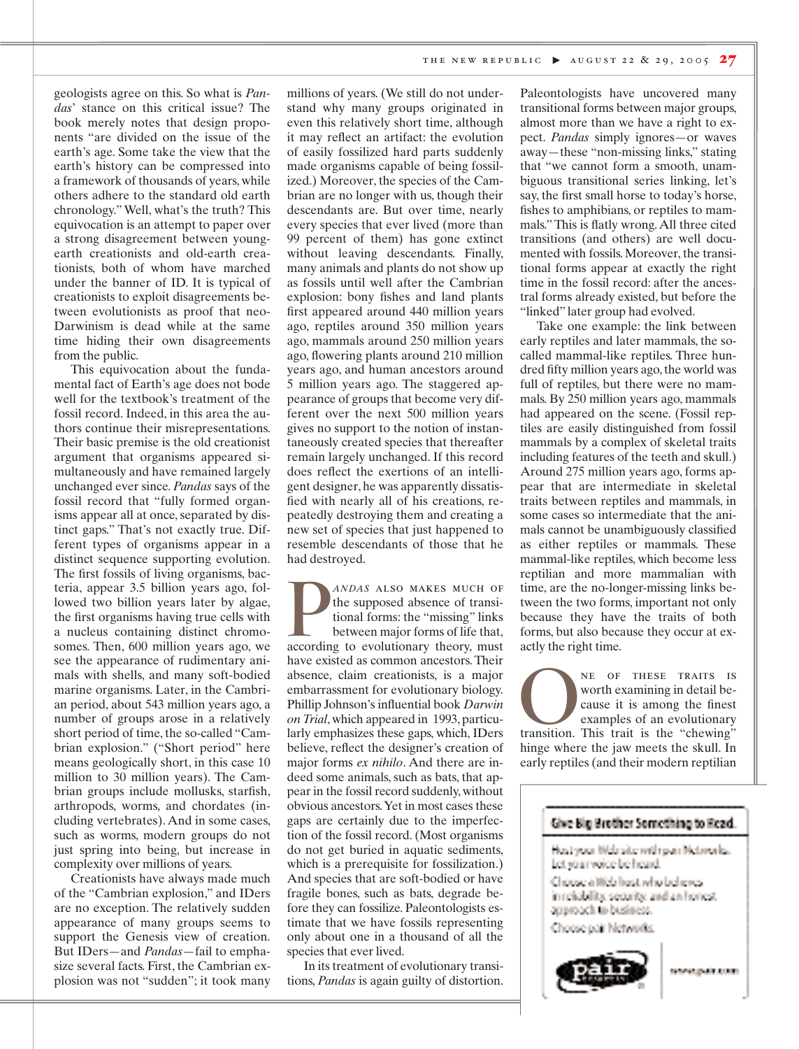geologists agree on this. So what is *Pandas*' stance on this critical issue? The book merely notes that design proponents "are divided on the issue of the earth's age. Some take the view that the earth's history can be compressed into a framework of thousands of years, while others adhere to the standard old earth chronology." Well, what's the truth? This equivocation is an attempt to paper over a strong disagreement between young-earth creationists and old-earth creationists, both of whom have marched under the banner of ID. It is typical of creationists to exploit disagreements between evolutionists as proof that neo-Darwinism is dead while at the same time hiding their own disagreements from the public.

This equivocation about the fundamental fact of Earth's age does not bode well for the textbook's treatment of the fossil record. Indeed, in this area the authors continue their misrepresentations. Their basic premise is the old creationist argument that organisms appeared simultaneously and have remained largely unchanged ever since. *Pandas* says of the fossil record that "fully formed organisms appear all at once, separated by distinct gaps." That's not exactly true. Different types of organisms appear in a distinct sequence supporting evolution. The first fossils of living organisms, bacteria, appear 3.5 billion years ago, followed two billion years later by algae, the first organisms having true cells with a nucleus containing distinct chromosomes. Then, 600 million years ago, we see the appearance of rudimentary animals with shells, and many soft-bodied marine organisms. Later, in the Cambrian period, about 543 million years ago, a number of groups arose in a relatively short period of time, the so-called "Cambrian explosion." ("Short period" here means geologically short, in this case 10 million to 30 million years). The Cambrian groups include mollusks, starfish, arthropods, worms, and chordates (including vertebrates). And in some cases, such as worms, modern groups do not just spring into being, but increase in complexity over millions of years.

Creationists have always made much of the "Cambrian explosion," and IDers are no exception. The relatively sudden appearance of many groups seems to support the Genesis view of creation. But IDers—and *Pandas*—fail to emphasize several facts. First, the Cambrian explosion was not "sudden"; it took many millions of years. (We still do not understand why many groups originated in even this relatively short time, although it may reflect an artifact: the evolution of easily fossilized hard parts suddenly made organisms capable of being fossilized.) Moreover, the species of the Cambrian are no longer with us, though their descendants are. But over time, nearly every species that ever lived (more than 99 percent of them) has gone extinct without leaving descendants. Finally, many animals and plants do not show up as fossils until well after the Cambrian explosion: bony fishes and land plants first appeared around 440 million years ago, reptiles around 350 million years ago, mammals around 250 million years ago, flowering plants around 210 million years ago, and human ancestors around 5 million years ago. The staggered appearance of groups that become very different over the next 500 million years gives no support to the notion of instantaneously created species that thereafter remain largely unchanged. If this record does reflect the exertions of an intelligent designer, he was apparently dissatisfied with nearly all of his creations, repeatedly destroying them and creating a new set of species that just happened to resemble descendants of those that he had destroyed.

*Pandas* also makes much of the supposed absence of transitional forms: the "missing" links between major forms of life that, according to evolutionary theory, must have existed as common ancestors. Their absence, claim creationists, is a major embarrassment for evolutionary biology. Phillip Johnson's influential book *Darwin on Trial*, which appeared in 1993, particularly emphasizes these gaps, which, IDers believe, reflect the designer's creation of major forms *ex nihilo*. And there are indeed some animals, such as bats, that appear in the fossil record suddenly, without obvious ancestors. Yet in most cases these gaps are certainly due to the imperfection of the fossil record. (Most organisms do not get buried in aquatic sediments, which is a prerequisite for fossilization.) And species that are soft-bodied or have fragile bones, such as bats, degrade before they can fossilize. Paleontologists estimate that we have fossils representing only about one in a thousand of all the species that ever lived.

In its treatment of evolutionary transitions, *Pandas* is again guilty of distortion. Paleontologists have uncovered many transitional forms between major groups, almost more than we have a right to expect. *Pandas* simply ignores—or waves away—these "non-missing links," stating that "we cannot form a smooth, unambiguous transitional series linking, let's say, the first small horse to today's horse, fishes to amphibians, or reptiles to mammals." This is flatly wrong. All three cited transitions (and others) are well documented with fossils. Moreover, the transitional forms appear at exactly the right time in the fossil record: after the ancestral forms already existed, but before the "linked" later group had evolved.

Take one example: the link between early reptiles and later mammals, the so-called mammal-like reptiles. Three hundred fifty million years ago, the world was full of reptiles, but there were no mammals. By 250 million years ago, mammals had appeared on the scene. (Fossil reptiles are easily distinguished from fossil mammals by a complex of skeletal traits including features of the teeth and skull.) Around 275 million years ago, forms appear that are intermediate in skeletal traits between reptiles and mammals, in some cases so intermediate that the animals cannot be unambiguously classified as either reptiles or mammals. These mammal-like reptiles, which become less reptilian and more mammalian with time, are the no-longer-missing links between the two forms, important not only because they have the traits of both forms, but also because they occur at exactly the right time.

One of these traits is worth examining in detail because it is among the finest examples of an evolutionary transition. This trait is the "chewing" hinge where the jaw meets the skull. In early reptiles (and their modern reptilian

Give Big Brother Something to Read.

Host your Web site with pair Networks. Let your voice be heard.

Choose a Web host who believes in reliability, security, and an honest approach to business.

Choose pair Networks.

pair

www.pair.com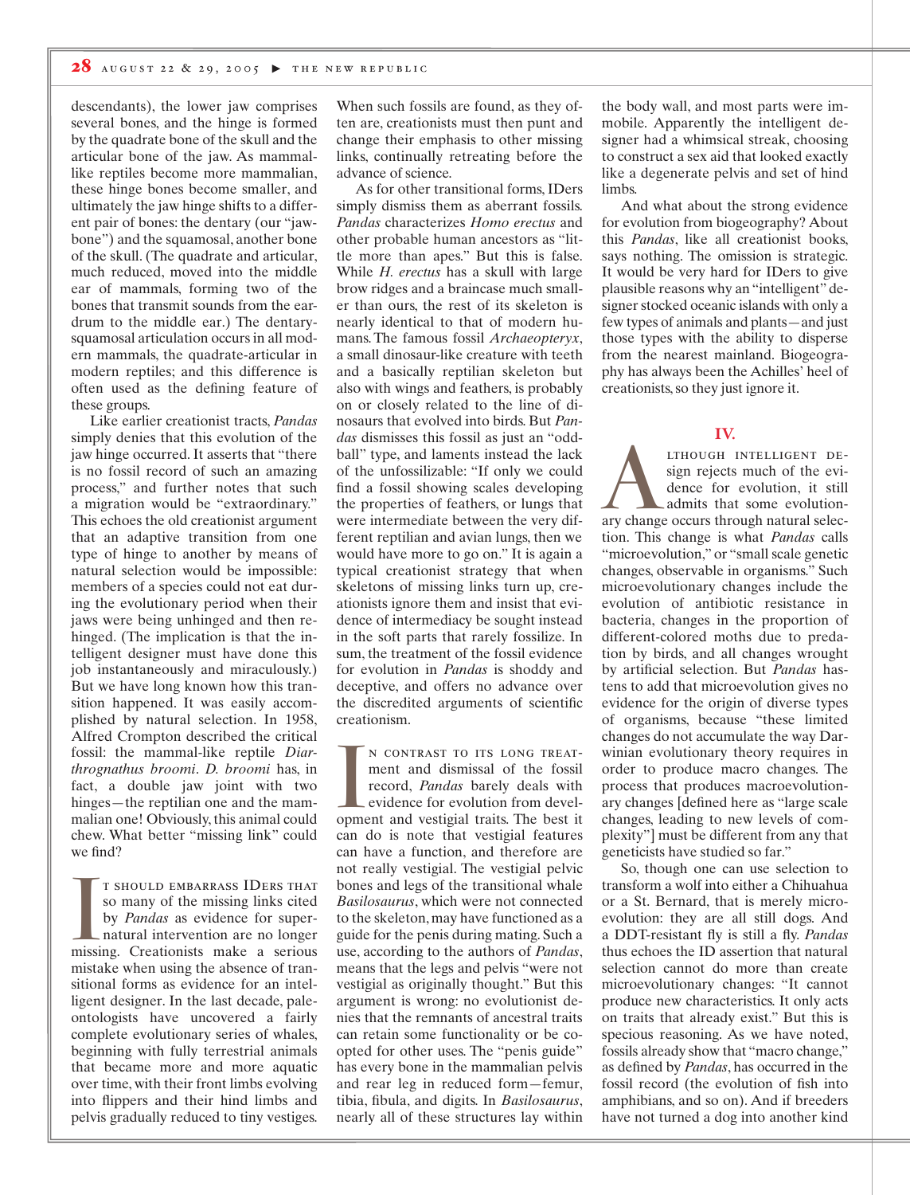descendants), the lower jaw comprises several bones, and the hinge is formed by the quadrate bone of the skull and the articular bone of the jaw. As mammal-like reptiles become more mammalian, these hinge bones become smaller, and ultimately the jaw hinge shifts to a different pair of bones: the dentary (our "jawbone") and the squamosal, another bone of the skull. (The quadrate and articular, much reduced, moved into the middle ear of mammals, forming two of the bones that transmit sounds from the eardrum to the middle ear.) The dentary-squamosal articulation occurs in all modern mammals, the quadrate-articular in modern reptiles; and this difference is often used as the defining feature of these groups.

Like earlier creationist tracts, *Pandas* simply denies that this evolution of the jaw hinge occurred. It asserts that "there is no fossil record of such an amazing process," and further notes that such a migration would be "extraordinary." This echoes the old creationist argument that an adaptive transition from one type of hinge to another by means of natural selection would be impossible: members of a species could not eat during the evolutionary period when their jaws were being unhinged and then rehinged. (The implication is that the intelligent designer must have done this job instantaneously and miraculously.) But we have long known how this transition happened. It was easily accomplished by natural selection. In 1958, Alfred Crompton described the critical fossil: the mammal-like reptile *Diarthrognathus broomi*. *D. broomi* has, in fact, a double jaw joint with two hinges—the reptilian one and the mammalian one! Obviously, this animal could chew. What better "missing link" could we find?

It should embarrass IDers that so many of the missing links cited by *Pandas* as evidence for supernatural intervention are no longer missing. Creationists make a serious mistake when using the absence of transitional forms as evidence for an intelligent designer. In the last decade, paleontologists have uncovered a fairly complete evolutionary series of whales, beginning with fully terrestrial animals that became more and more aquatic over time, with their front limbs evolving into flippers and their hind limbs and pelvis gradually reduced to tiny vestiges. When such fossils are found, as they often are, creationists must then punt and change their emphasis to other missing links, continually retreating before the advance of science.

As for other transitional forms, IDers simply dismiss them as aberrant fossils. *Pandas* characterizes *Homo erectus* and other probable human ancestors as "little more than apes." But this is false. While *H. erectus* has a skull with large brow ridges and a braincase much smaller than ours, the rest of its skeleton is nearly identical to that of modern humans. The famous fossil *Archaeopteryx*, a small dinosaur-like creature with teeth and a basically reptilian skeleton but also with wings and feathers, is probably on or closely related to the line of dinosaurs that evolved into birds. But *Pandas* dismisses this fossil as just an "oddball" type, and laments instead the lack of the unfossilizable: "If only we could find a fossil showing scales developing the properties of feathers, or lungs that were intermediate between the very different reptilian and avian lungs, then we would have more to go on." It is again a typical creationist strategy that when skeletons of missing links turn up, creationists ignore them and insist that evidence of intermediacy be sought instead in the soft parts that rarely fossilize. In sum, the treatment of the fossil evidence for evolution in *Pandas* is shoddy and deceptive, and offers no advance over the discredited arguments of scientific creationism.

In contrast to its long treatment and dismissal of the fossil record, *Pandas* barely deals with evidence for evolution from development and vestigial traits. The best it can do is note that vestigial features can have a function, and therefore are not really vestigial. The vestigial pelvic bones and legs of the transitional whale *Basilosaurus*, which were not connected to the skeleton, may have functioned as a guide for the penis during mating. Such a use, according to the authors of *Pandas*, means that the legs and pelvis "were not vestigial as originally thought." But this argument is wrong: no evolutionist denies that the remnants of ancestral traits can retain some functionality or be co-opted for other uses. The "penis guide" has every bone in the mammalian pelvis and rear leg in reduced form—femur, tibia, fibula, and digits. In *Basilosaurus*, nearly all of these structures lay within the body wall, and most parts were immobile. Apparently the intelligent designer had a whimsical streak, choosing to construct a sex aid that looked exactly like a degenerate pelvis and set of hind limbs.

And what about the strong evidence for evolution from biogeography? About this *Pandas*, like all creationist books, says nothing. The omission is strategic. It would be very hard for IDers to give plausible reasons why an "intelligent" designer stocked oceanic islands with only a few types of animals and plants—and just those types with the ability to disperse from the nearest mainland. Biogeography has always been the Achilles' heel of creationists, so they just ignore it.

## IV.

Although intelligent design rejects much of the evidence for evolution, it still admits that some evolutionary change occurs through natural selection. This change is what *Pandas* calls "microevolution," or "small scale genetic changes, observable in organisms." Such microevolutionary changes include the evolution of antibiotic resistance in bacteria, changes in the proportion of different-colored moths due to predation by birds, and all changes wrought by artificial selection. But *Pandas* hastens to add that microevolution gives no evidence for the origin of diverse types of organisms, because "these limited changes do not accumulate the way Darwinian evolutionary theory requires in order to produce macro changes. The process that produces macroevolutionary changes [defined here as "large scale changes, leading to new levels of complexity"] must be different from any that geneticists have studied so far."

So, though one can use selection to transform a wolf into either a Chihuahua or a St. Bernard, that is merely microevolution: they are all still dogs. And a DDT-resistant fly is still a fly. *Pandas* thus echoes the ID assertion that natural selection cannot do more than create microevolutionary changes: "It cannot produce new characteristics. It only acts on traits that already exist." But this is specious reasoning. As we have noted, fossils already show that "macro change," as defined by *Pandas*, has occurred in the fossil record (the evolution of fish into amphibians, and so on). And if breeders have not turned a dog into another kind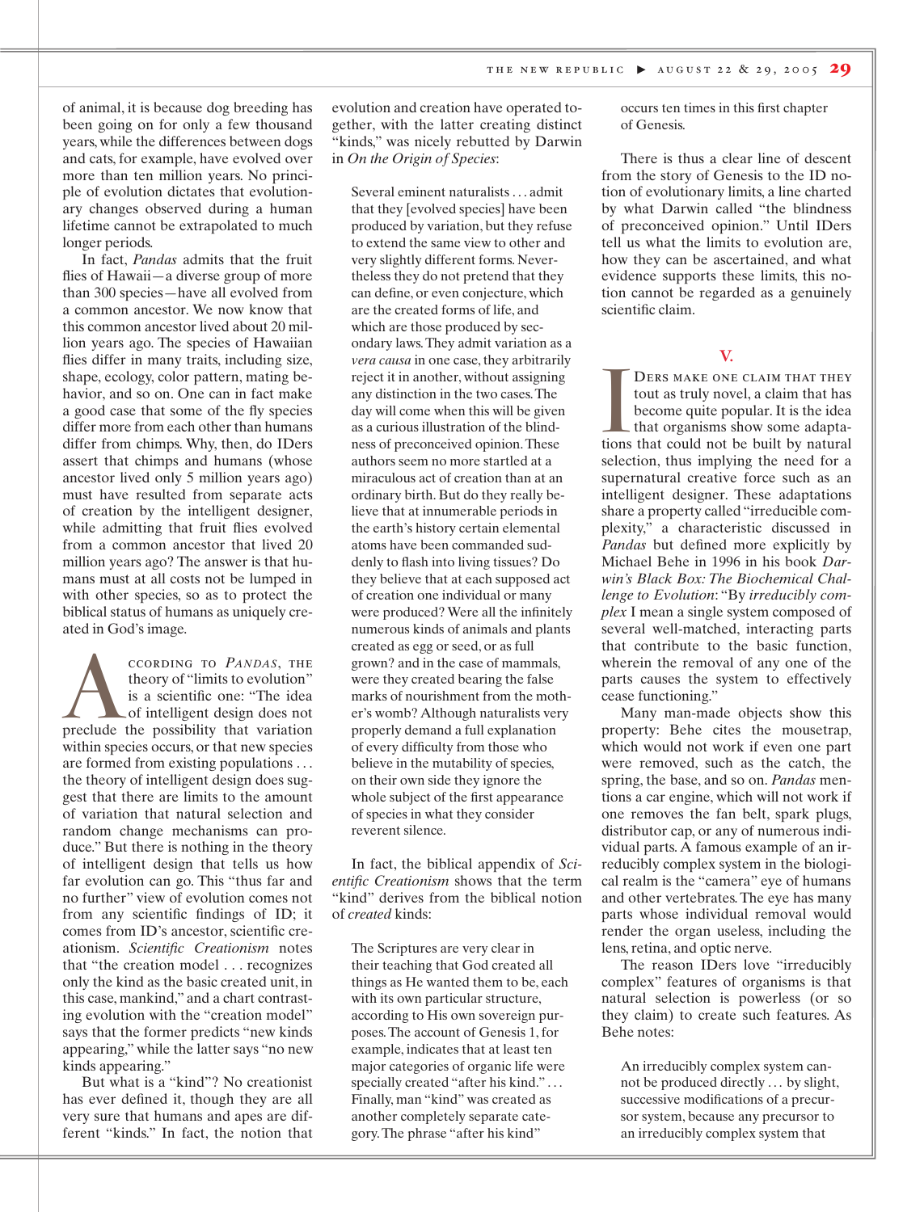of animal, it is because dog breeding has been going on for only a few thousand years, while the differences between dogs and cats, for example, have evolved over more than ten million years. No principle of evolution dictates that evolutionary changes observed during a human lifetime cannot be extrapolated to much longer periods.

In fact, *Pandas* admits that the fruit flies of Hawaii—a diverse group of more than 300 species—have all evolved from a common ancestor. We now know that this common ancestor lived about 20 million years ago. The species of Hawaiian flies differ in many traits, including size, shape, ecology, color pattern, mating behavior, and so on. One can in fact make a good case that some of the fly species differ more from each other than humans differ from chimps. Why, then, do IDers assert that chimps and humans (whose ancestor lived only 5 million years ago) must have resulted from separate acts of creation by the intelligent designer, while admitting that fruit flies evolved from a common ancestor that lived 20 million years ago? The answer is that humans must at all costs not be lumped in with other species, so as to protect the biblical status of humans as uniquely created in God's image.

According to *Pandas*, the theory of "limits to evolution" is a scientific one: "The idea of intelligent design does not preclude the possibility that variation within species occurs, or that new species are formed from existing populations . . . the theory of intelligent design does suggest that there are limits to the amount of variation that natural selection and random change mechanisms can produce." But there is nothing in the theory of intelligent design that tells us how far evolution can go. This "thus far and no further" view of evolution comes not from any scientific findings of ID; it comes from ID's ancestor, scientific creationism. *Scientific Creationism* notes that "the creation model . . . recognizes only the kind as the basic created unit, in this case, mankind," and a chart contrasting evolution with the "creation model" says that the former predicts "new kinds appearing," while the latter says "no new kinds appearing."

But what is a "kind"? No creationist has ever defined it, though they are all very sure that humans and apes are different "kinds." In fact, the notion that evolution and creation have operated together, with the latter creating distinct "kinds," was nicely rebutted by Darwin in *On the Origin of Species*:

> Several eminent naturalists . . . admit that they [evolved species] have been produced by variation, but they refuse to extend the same view to other and very slightly different forms. Nevertheless they do not pretend that they can define, or even conjecture, which are the created forms of life, and which are those produced by secondary laws. They admit variation as a *vera causa* in one case, they arbitrarily reject it in another, without assigning any distinction in the two cases. The day will come when this will be given as a curious illustration of the blindness of preconceived opinion. These authors seem no more startled at a miraculous act of creation than at an ordinary birth. But do they really believe that at innumerable periods in the earth's history certain elemental atoms have been commanded suddenly to flash into living tissues? Do they believe that at each supposed act of creation one individual or many were produced? Were all the infinitely numerous kinds of animals and plants created as egg or seed, or as full grown? and in the case of mammals, were they created bearing the false marks of nourishment from the mother's womb? Although naturalists very properly demand a full explanation of every difficulty from those who believe in the mutability of species, on their own side they ignore the whole subject of the first appearance of species in what they consider reverent silence.

In fact, the biblical appendix of *Scientific Creationism* shows that the term "kind" derives from the biblical notion of *created* kinds:

> The Scriptures are very clear in their teaching that God created all things as He wanted them to be, each with its own particular structure, according to His own sovereign purposes. The account of Genesis 1, for example, indicates that at least ten major categories of organic life were specially created "after his kind." . . . Finally, man "kind" was created as another completely separate category. The phrase "after his kind" occurs ten times in this first chapter of Genesis.

There is thus a clear line of descent from the story of Genesis to the ID notion of evolutionary limits, a line charted by what Darwin called "the blindness of preconceived opinion." Until IDers tell us what the limits to evolution are, how they can be ascertained, and what evidence supports these limits, this notion cannot be regarded as a genuinely scientific claim.

## V.

IDers make one claim that they tout as truly novel, a claim that has become quite popular. It is the idea that organisms show some adaptations that could not be built by natural selection, thus implying the need for a supernatural creative force such as an intelligent designer. These adaptations share a property called "irreducible complexity," a characteristic discussed in *Pandas* but defined more explicitly by Michael Behe in 1996 in his book *Darwin's Black Box: The Biochemical Challenge to Evolution*: "By *irreducibly complex* I mean a single system composed of several well-matched, interacting parts that contribute to the basic function, wherein the removal of any one of the parts causes the system to effectively cease functioning."

Many man-made objects show this property: Behe cites the mousetrap, which would not work if even one part were removed, such as the catch, the spring, the base, and so on. *Pandas* mentions a car engine, which will not work if one removes the fan belt, spark plugs, distributor cap, or any of numerous individual parts. A famous example of an irreducibly complex system in the biological realm is the "camera" eye of humans and other vertebrates. The eye has many parts whose individual removal would render the organ useless, including the lens, retina, and optic nerve.

The reason IDers love "irreducibly complex" features of organisms is that natural selection is powerless (or so they claim) to create such features. As Behe notes:

> An irreducibly complex system cannot be produced directly . . . by slight, successive modifications of a precursor system, because any precursor to an irreducibly complex system that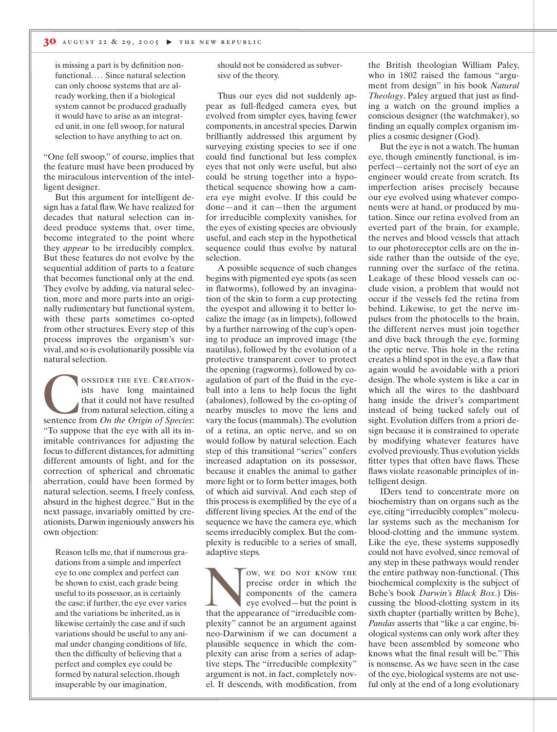> is missing a part is by definition nonfunctional.... Since natural selection can only choose systems that are already working, then if a biological system cannot be produced gradually it would have to arise as an integrated unit, in one fell swoop, for natural selection to have anything to act on.

"One fell swoop," of course, implies that the feature must have been produced by the miraculous intervention of the intelligent designer.

But this argument for intelligent design has a fatal flaw. We have realized for decades that natural selection can indeed produce systems that, over time, become integrated to the point where they *appear* to be irreducibly complex. But these features do not evolve by the sequential addition of parts to a feature that becomes functional only at the end. They evolve by adding, via natural selection, more and more parts into an originally rudimentary but functional system, with these parts sometimes co-opted from other structures. Every step of this process improves the organism's survival, and so is evolutionarily possible via natural selection.

Consider the eye. Creationists have long maintained that it could not have resulted from natural selection, citing a sentence from *On the Origin of Species*: "To suppose that the eye with all its inimitable contrivances for adjusting the focus to different distances, for admitting different amounts of light, and for the correction of spherical and chromatic aberration, could have been formed by natural selection, seems, I freely confess, absurd in the highest degree." But in the next passage, invariably omitted by creationists, Darwin ingeniously answers his own objection:

> Reason tells me, that if numerous gradations from a simple and imperfect eye to one complex and perfect can be shown to exist, each grade being useful to its possessor, as is certainly the case; if further, the eye ever varies and the variations be inherited, as is likewise certainly the case and if such variations should be useful to any animal under changing conditions of life, then the difficulty of believing that a perfect and complex eye could be formed by natural selection, though insuperable by our imagination, should not be considered as subversive of the theory.

Thus our eyes did not suddenly appear as full-fledged camera eyes, but evolved from simpler eyes, having fewer components, in ancestral species. Darwin brilliantly addressed this argument by surveying existing species to see if one could find functional but less complex eyes that not only were useful, but also could be strung together into a hypothetical sequence showing how a camera eye might evolve. If this could be done—and it can—then the argument for irreducible complexity vanishes, for the eyes of existing species are obviously useful, and each step in the hypothetical sequence could thus evolve by natural selection.

A possible sequence of such changes begins with pigmented eye spots (as seen in flatworms), followed by an invagination of the skin to form a cup protecting the eyespot and allowing it to better localize the image (as in limpets), followed by a further narrowing of the cup's opening to produce an improved image (the nautilus), followed by the evolution of a protective transparent cover to protect the opening (ragworms), followed by coagulation of part of the fluid in the eyeball into a lens to help focus the light (abalones), followed by the co-opting of nearby muscles to move the lens and vary the focus (mammals). The evolution of a retina, an optic nerve, and so on would follow by natural selection. Each step of this transitional "series" confers increased adaptation on its possessor, because it enables the animal to gather more light or to form better images, both of which aid survival. And each step of this process is exemplified by the eye of a different living species. At the end of the sequence we have the camera eye, which seems irreducibly complex. But the complexity is reducible to a series of small, adaptive steps.

Now, we do not know the precise order in which the components of the camera eye evolved—but the point is that the appearance of "irreducible complexity" cannot be an argument against neo-Darwinism if we can document a plausible sequence in which the complexity can arise from a series of adaptive steps. The "irreducible complexity" argument is not, in fact, completely novel. It descends, with modification, from the British theologian William Paley, who in 1802 raised the famous "argument from design" in his book *Natural Theology*. Paley argued that just as finding a watch on the ground implies a conscious designer (the watchmaker), so finding an equally complex organism implies a cosmic designer (God).

But the eye is not a watch. The human eye, though eminently functional, is imperfect—certainly not the sort of eye an engineer would create from scratch. Its imperfection arises precisely because our eye evolved using whatever components were at hand, or produced by mutation. Since our retina evolved from an everted part of the brain, for example, the nerves and blood vessels that attach to our photoreceptor cells are on the inside rather than the outside of the eye, running over the surface of the retina. Leakage of these blood vessels can occlude vision, a problem that would not occur if the vessels fed the retina from behind. Likewise, to get the nerve impulses from the photocells to the brain, the different nerves must join together and dive back through the eye, forming the optic nerve. This hole in the retina creates a blind spot in the eye, a flaw that again would be avoidable with a priori design. The whole system is like a car in which all the wires to the dashboard hang inside the driver's compartment instead of being tucked safely out of sight. Evolution differs from a priori design because it is constrained to operate by modifying whatever features have evolved previously. Thus evolution yields fitter types that often have flaws. These flaws violate reasonable principles of intelligent design.

IDers tend to concentrate more on biochemistry than on organs such as the eye, citing "irreducibly complex" molecular systems such as the mechanism for blood-clotting and the immune system. Like the eye, these systems supposedly could not have evolved, since removal of any step in these pathways would render the entire pathway non-functional. (This biochemical complexity is the subject of Behe's book *Darwin's Black Box*.) Discussing the blood-clotting system in its sixth chapter (partially written by Behe), *Pandas* asserts that "like a car engine, biological systems can only work after they have been assembled by someone who knows what the final result will be." This is nonsense. As we have seen in the case of the eye, biological systems are not useful only at the end of a long evolutionary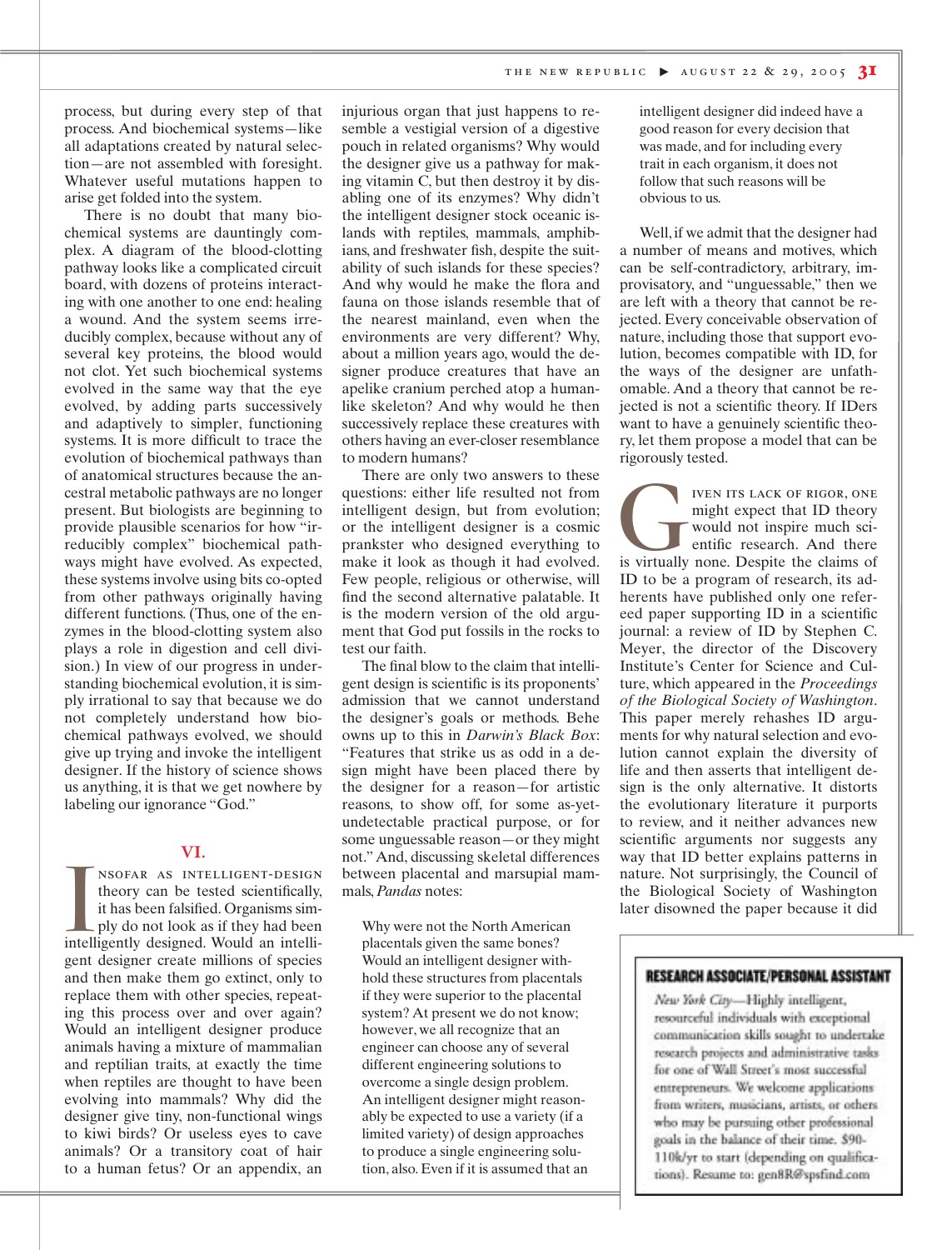process, but during every step of that process. And biochemical systems—like all adaptations created by natural selection—are not assembled with foresight. Whatever useful mutations happen to arise get folded into the system.

There is no doubt that many biochemical systems are dauntingly complex. A diagram of the blood-clotting pathway looks like a complicated circuit board, with dozens of proteins interacting with one another to one end: healing a wound. And the system seems irreducibly complex, because without any of several key proteins, the blood would not clot. Yet such biochemical systems evolved in the same way that the eye evolved, by adding parts successively and adaptively to simpler, functioning systems. It is more difficult to trace the evolution of biochemical pathways than of anatomical structures because the ancestral metabolic pathways are no longer present. But biologists are beginning to provide plausible scenarios for how "irreducibly complex" biochemical pathways might have evolved. As expected, these systems involve using bits co-opted from other pathways originally having different functions. (Thus, one of the enzymes in the blood-clotting system also plays a role in digestion and cell division.) In view of our progress in understanding biochemical evolution, it is simply irrational to say that because we do not completely understand how biochemical pathways evolved, we should give up trying and invoke the intelligent designer. If the history of science shows us anything, it is that we get nowhere by labeling our ignorance "God."

## VI.

Insofar as intelligent-design theory can be tested scientifically, it has been falsified. Organisms simply do not look as if they had been intelligently designed. Would an intelligent designer create millions of species and then make them go extinct, only to replace them with other species, repeating this process over and over again? Would an intelligent designer produce animals having a mixture of mammalian and reptilian traits, at exactly the time when reptiles are thought to have been evolving into mammals? Why did the designer give tiny, non-functional wings to kiwi birds? Or useless eyes to cave animals? Or a transitory coat of hair to a human fetus? Or an appendix, an injurious organ that just happens to resemble a vestigial version of a digestive pouch in related organisms? Why would the designer give us a pathway for making vitamin C, but then destroy it by disabling one of its enzymes? Why didn't the intelligent designer stock oceanic islands with reptiles, mammals, amphibians, and freshwater fish, despite the suitability of such islands for these species? And why would he make the flora and fauna on those islands resemble that of the nearest mainland, even when the environments are very different? Why, about a million years ago, would the designer produce creatures that have an apelike cranium perched atop a human-like skeleton? And why would he then successively replace these creatures with others having an ever-closer resemblance to modern humans?

There are only two answers to these questions: either life resulted not from intelligent design, but from evolution; or the intelligent designer is a cosmic prankster who designed everything to make it look as though it had evolved. Few people, religious or otherwise, will find the second alternative palatable. It is the modern version of the old argument that God put fossils in the rocks to test our faith.

The final blow to the claim that intelligent design is scientific is its proponents' admission that we cannot understand the designer's goals or methods. Behe owns up to this in *Darwin's Black Box*: "Features that strike us as odd in a design might have been placed there by the designer for a reason—for artistic reasons, to show off, for some as-yet-undetectable practical purpose, or for some unguessable reason—or they might not." And, discussing skeletal differences between placental and marsupial mammals, *Pandas* notes:

> Why were not the North American placentals given the same bones? Would an intelligent designer withhold these structures from placentals if they were superior to the placental system? At present we do not know; however, we all recognize that an engineer can choose any of several different engineering solutions to overcome a single design problem. An intelligent designer might reasonably be expected to use a variety (if a limited variety) of design approaches to produce a single engineering solution, also. Even if it is assumed that an intelligent designer did indeed have a good reason for every decision that was made, and for including every trait in each organism, it does not follow that such reasons will be obvious to us.

Well, if we admit that the designer had a number of means and motives, which can be self-contradictory, arbitrary, improvisatory, and "unguessable," then we are left with a theory that cannot be rejected. Every conceivable observation of nature, including those that support evolution, becomes compatible with ID, for the ways of the designer are unfathomable. And a theory that cannot be rejected is not a scientific theory. If IDers want to have a genuinely scientific theory, let them propose a model that can be rigorously tested.

Given its lack of rigor, one might expect that ID theory would not inspire much scientific research. And there is virtually none. Despite the claims of ID to be a program of research, its adherents have published only one refereed paper supporting ID in a scientific journal: a review of ID by Stephen C. Meyer, the director of the Discovery Institute's Center for Science and Culture, which appeared in the *Proceedings of the Biological Society of Washington*. This paper merely rehashes ID arguments for why natural selection and evolution cannot explain the diversity of life and then asserts that intelligent design is the only alternative. It distorts the evolutionary literature it purports to review, and it neither advances new scientific arguments nor suggests any way that ID better explains patterns in nature. Not surprisingly, the Council of the Biological Society of Washington later disowned the paper because it did

**RESEARCH ASSOCIATE/PERSONAL ASSISTANT**

*New York City*—Highly intelligent, resourceful individuals with exceptional communication skills sought to undertake research projects and administrative tasks for one of Wall Street's most successful entrepreneurs. We welcome applications from writers, musicians, artists, or others who may be pursuing other professional goals in the balance of their time. $90-110k/yr to start (depending on qualifications). Resume to: gen8R@spsfind.com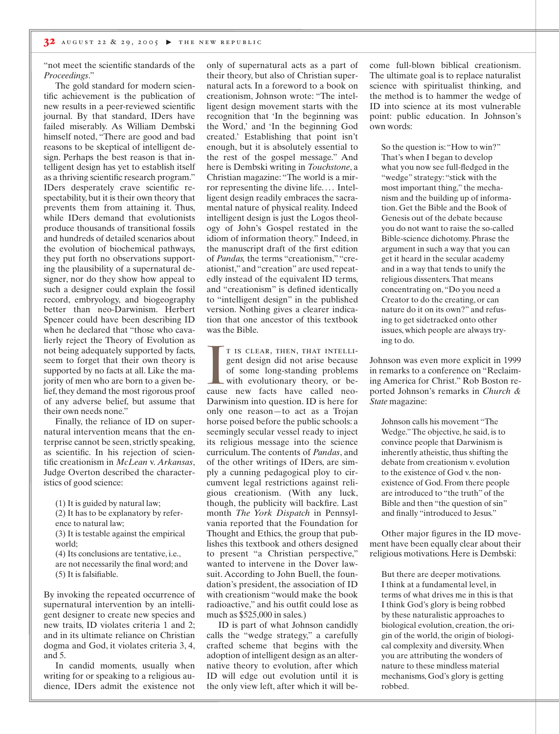"not meet the scientific standards of the *Proceedings*."

The gold standard for modern scientific achievement is the publication of new results in a peer-reviewed scientific journal. By that standard, IDers have failed miserably. As William Dembski himself noted, "There are good and bad reasons to be skeptical of intelligent design. Perhaps the best reason is that intelligent design has yet to establish itself as a thriving scientific research program." IDers desperately crave scientific respectability, but it is their own theory that prevents them from attaining it. Thus, while IDers demand that evolutionists produce thousands of transitional fossils and hundreds of detailed scenarios about the evolution of biochemical pathways, they put forth no observations supporting the plausibility of a supernatural designer, nor do they show how appeal to such a designer could explain the fossil record, embryology, and biogeography better than neo-Darwinism. Herbert Spencer could have been describing ID when he declared that "those who cavalierly reject the Theory of Evolution as not being adequately supported by facts, seem to forget that their own theory is supported by no facts at all. Like the majority of men who are born to a given belief, they demand the most rigorous proof of any adverse belief, but assume that their own needs none."

Finally, the reliance of ID on supernatural intervention means that the enterprise cannot be seen, strictly speaking, as scientific. In his rejection of scientific creationism in *McLean* v. *Arkansas*, Judge Overton described the characteristics of good science:

> (1) It is guided by natural law;
> (2) It has to be explanatory by reference to natural law;
> (3) It is testable against the empirical world;
> (4) Its conclusions are tentative, i.e., are not necessarily the final word; and
> (5) It is falsifiable.

By invoking the repeated occurrence of supernatural intervention by an intelligent designer to create new species and new traits, ID violates criteria 1 and 2; and in its ultimate reliance on Christian dogma and God, it violates criteria 3, 4, and 5.

In candid moments, usually when writing for or speaking to a religious audience, IDers admit the existence not only of supernatural acts as a part of their theory, but also of Christian supernatural acts. In a foreword to a book on creationism, Johnson wrote: "The intelligent design movement starts with the recognition that 'In the beginning was the Word,' and 'In the beginning God created.' Establishing that point isn't enough, but it is absolutely essential to the rest of the gospel message." And here is Dembski writing in *Touchstone*, a Christian magazine: "The world is a mirror representing the divine life.... Intelligent design readily embraces the sacramental nature of physical reality. Indeed intelligent design is just the Logos theology of John's Gospel restated in the idiom of information theory." Indeed, in the manuscript draft of the first edition of *Pandas,* the terms "creationism," "creationist," and "creation" are used repeatedly instead of the equivalent ID terms, and "creationism" is defined identically to "intelligent design" in the published version. Nothing gives a clearer indication that one ancestor of this textbook was the Bible.

It is clear, then, that intelligent design did not arise because of some long-standing problems with evolutionary theory, or because new facts have called neo-Darwinism into question. ID is here for only one reason—to act as a Trojan horse poised before the public schools: a seemingly secular vessel ready to inject its religious message into the science curriculum. The contents of *Pandas*, and of the other writings of IDers, are simply a cunning pedagogical ploy to circumvent legal restrictions against religious creationism. (With any luck, though, the publicity will backfire. Last month *The York Dispatch* in Pennsylvania reported that the Foundation for Thought and Ethics, the group that publishes this textbook and others designed to present "a Christian perspective," wanted to intervene in the Dover lawsuit. According to John Buell, the foundation's president, the association of ID with creationism "would make the book radioactive," and his outfit could lose as much as $525,000 in sales.)

ID is part of what Johnson candidly calls the "wedge strategy," a carefully crafted scheme that begins with the adoption of intelligent design as an alternative theory to evolution, after which ID will edge out evolution until it is the only view left, after which it will become full-blown biblical creationism. The ultimate goal is to replace naturalist science with spiritualist thinking, and the method is to hammer the wedge of ID into science at its most vulnerable point: public education. In Johnson's own words:

> So the question is: "How to win?" That's when I began to develop what you now see full-fledged in the "wedge" strategy: "stick with the most important thing," the mechanism and the building up of information. Get the Bible and the Book of Genesis out of the debate because you do not want to raise the so-called Bible-science dichotomy. Phrase the argument in such a way that you can get it heard in the secular academy and in a way that tends to unify the religious dissenters. That means concentrating on, "Do you need a Creator to do the creating, or can nature do it on its own?" and refusing to get sidetracked onto other issues, which people are always trying to do.

Johnson was even more explicit in 1999 in remarks to a conference on "Reclaiming America for Christ." Rob Boston reported Johnson's remarks in *Church & State* magazine:

> Johnson calls his movement "The Wedge." The objective, he said, is to convince people that Darwinism is inherently atheistic, thus shifting the debate from creationism v. evolution to the existence of God v. the non-existence of God. From there people are introduced to "the truth" of the Bible and then "the question of sin" and finally "introduced to Jesus."

Other major figures in the ID movement have been equally clear about their religious motivations. Here is Dembski:

> But there are deeper motivations. I think at a fundamental level, in terms of what drives me in this is that I think God's glory is being robbed by these naturalistic approaches to biological evolution, creation, the origin of the world, the origin of biological complexity and diversity. When you are attributing the wonders of nature to these mindless material mechanisms, God's glory is getting robbed.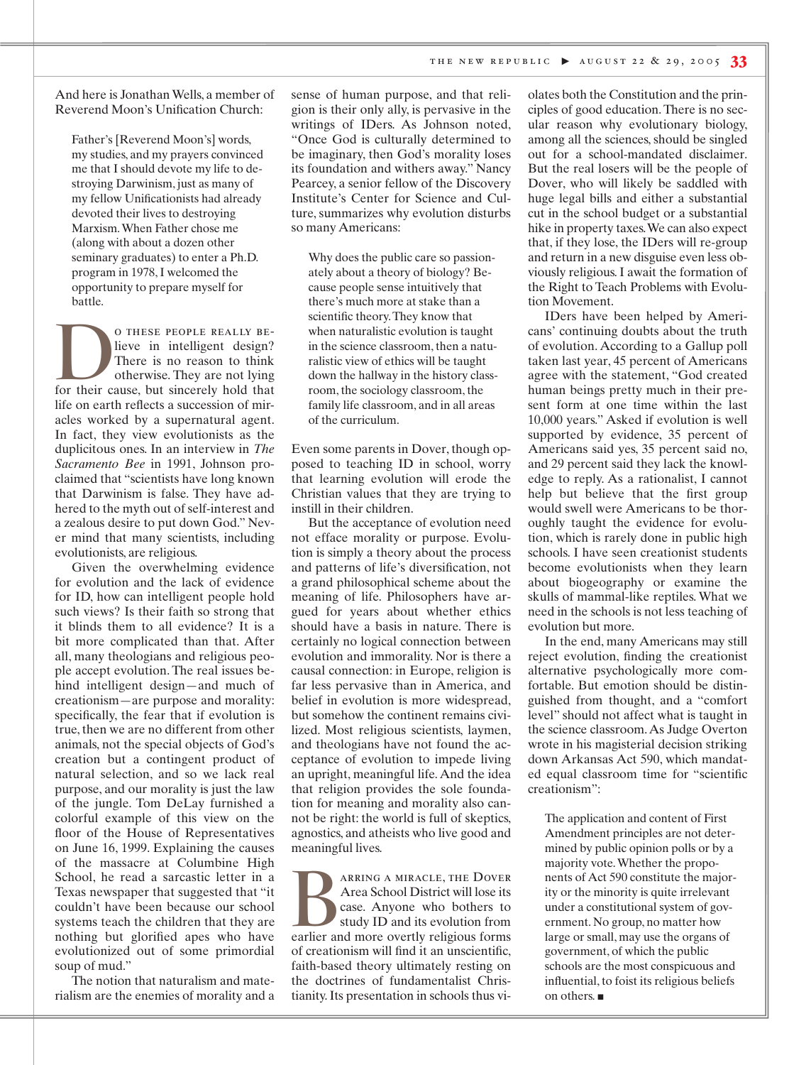And here is Jonathan Wells, a member of Reverend Moon's Unification Church:

> Father's [Reverend Moon's] words, my studies, and my prayers convinced me that I should devote my life to destroying Darwinism, just as many of my fellow Unificationists had already devoted their lives to destroying Marxism. When Father chose me (along with about a dozen other seminary graduates) to enter a Ph.D. program in 1978, I welcomed the opportunity to prepare myself for battle.

Do these people really believe in intelligent design? There is no reason to think otherwise. They are not lying for their cause, but sincerely hold that life on earth reflects a succession of miracles worked by a supernatural agent. In fact, they view evolutionists as the duplicitous ones. In an interview in *The Sacramento Bee* in 1991, Johnson proclaimed that "scientists have long known that Darwinism is false. They have adhered to the myth out of self-interest and a zealous desire to put down God." Never mind that many scientists, including evolutionists, are religious.

Given the overwhelming evidence for evolution and the lack of evidence for ID, how can intelligent people hold such views? Is their faith so strong that it blinds them to all evidence? It is a bit more complicated than that. After all, many theologians and religious people accept evolution. The real issues behind intelligent design—and much of creationism—are purpose and morality: specifically, the fear that if evolution is true, then we are no different from other animals, not the special objects of God's creation but a contingent product of natural selection, and so we lack real purpose, and our morality is just the law of the jungle. Tom DeLay furnished a colorful example of this view on the floor of the House of Representatives on June 16, 1999. Explaining the causes of the massacre at Columbine High School, he read a sarcastic letter in a Texas newspaper that suggested that "it couldn't have been because our school systems teach the children that they are nothing but glorified apes who have evolutionized out of some primordial soup of mud."

The notion that naturalism and materialism are the enemies of morality and a sense of human purpose, and that religion is their only ally, is pervasive in the writings of IDers. As Johnson noted, "Once God is culturally determined to be imaginary, then God's morality loses its foundation and withers away." Nancy Pearcey, a senior fellow of the Discovery Institute's Center for Science and Culture, summarizes why evolution disturbs so many Americans:

> Why does the public care so passionately about a theory of biology? Because people sense intuitively that there's much more at stake than a scientific theory. They know that when naturalistic evolution is taught in the science classroom, then a naturalistic view of ethics will be taught down the hallway in the history classroom, the sociology classroom, the family life classroom, and in all areas of the curriculum.

Even some parents in Dover, though opposed to teaching ID in school, worry that learning evolution will erode the Christian values that they are trying to instill in their children.

But the acceptance of evolution need not efface morality or purpose. Evolution is simply a theory about the process and patterns of life's diversification, not a grand philosophical scheme about the meaning of life. Philosophers have argued for years about whether ethics should have a basis in nature. There is certainly no logical connection between evolution and immorality. Nor is there a causal connection: in Europe, religion is far less pervasive than in America, and belief in evolution is more widespread, but somehow the continent remains civilized. Most religious scientists, laymen, and theologians have not found the acceptance of evolution to impede living an upright, meaningful life. And the idea that religion provides the sole foundation for meaning and morality also cannot be right: the world is full of skeptics, agnostics, and atheists who live good and meaningful lives.

Barring a miracle, the Dover Area School District will lose its case. Anyone who bothers to study ID and its evolution from earlier and more overtly religious forms of creationism will find it an unscientific, faith-based theory ultimately resting on the doctrines of fundamentalist Christianity. Its presentation in schools thus violates both the Constitution and the principles of good education. There is no secular reason why evolutionary biology, among all the sciences, should be singled out for a school-mandated disclaimer. But the real losers will be the people of Dover, who will likely be saddled with huge legal bills and either a substantial cut in the school budget or a substantial hike in property taxes. We can also expect that, if they lose, the IDers will re-group and return in a new disguise even less obviously religious. I await the formation of the Right to Teach Problems with Evolution Movement.

IDers have been helped by Americans' continuing doubts about the truth of evolution. According to a Gallup poll taken last year, 45 percent of Americans agree with the statement, "God created human beings pretty much in their present form at one time within the last 10,000 years." Asked if evolution is well supported by evidence, 35 percent of Americans said yes, 35 percent said no, and 29 percent said they lack the knowledge to reply. As a rationalist, I cannot help but believe that the first group would swell were Americans to be thoroughly taught the evidence for evolution, which is rarely done in public high schools. I have seen creationist students become evolutionists when they learn about biogeography or examine the skulls of mammal-like reptiles. What we need in the schools is not less teaching of evolution but more.

In the end, many Americans may still reject evolution, finding the creationist alternative psychologically more comfortable. But emotion should be distinguished from thought, and a "comfort level" should not affect what is taught in the science classroom. As Judge Overton wrote in his magisterial decision striking down Arkansas Act 590, which mandated equal classroom time for "scientific creationism":

> The application and content of First Amendment principles are not determined by public opinion polls or by a majority vote. Whether the proponents of Act 590 constitute the majority or the minority is quite irrelevant under a constitutional system of government. No group, no matter how large or small, may use the organs of government, of which the public schools are the most conspicuous and influential, to foist its religious beliefs on others. ■